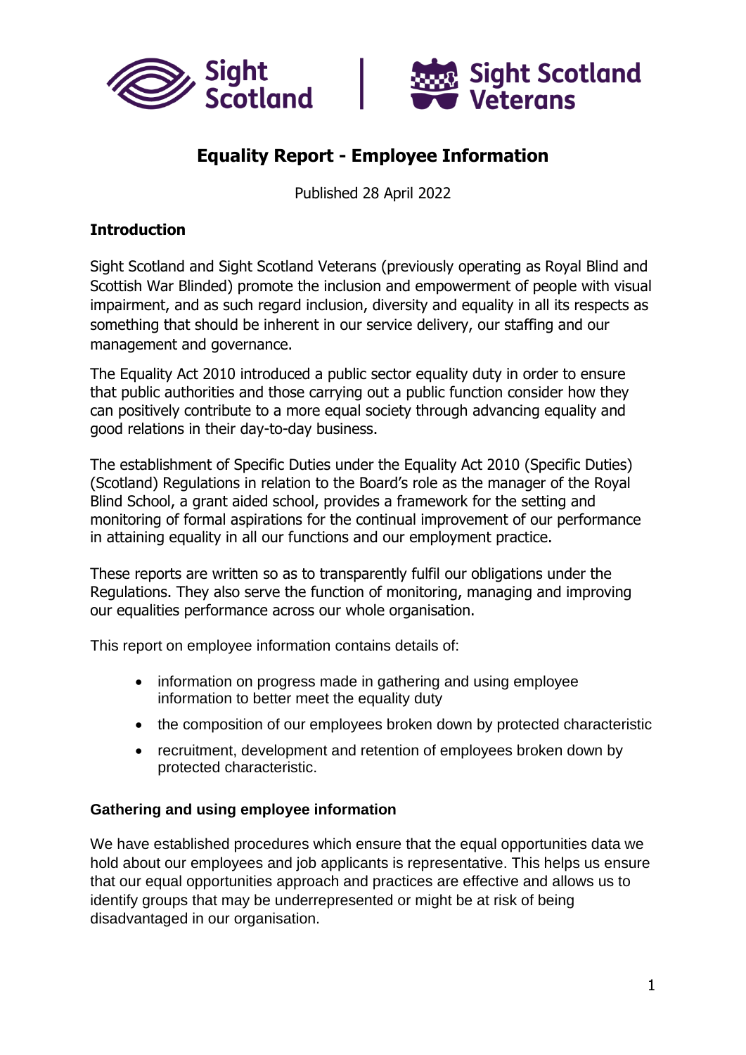# Equality Report - Employee Information

Published 28 April 2022

## Introduction

Sight Scotland and Sight Scotland Veterans (previously operating as Royal Blind and Scottish War Blinded) promote the inclusion and empowerment of people with visual impairment, and as such regard inclusion, diversity and equality in all its respects as something that should be inherent in our service delivery, our staffing and our management and governance.

The Equality Act 2010 introduced a public sector equality duty in order to ensure that public authorities and those carrying out a public function consider how they can positively contribute to a more equal society through advancing equality and good relations in their day-to-day business.

The establishment of Specific Duties under the Equality Act 2010 (Specific Duties) (Scotland) Regulations in relation to the Board's role as the manager of the Royal Blind School, a grant aided school, provides a framework for the setting and monitoring of formal aspirations for the continual improvement of our performance in attaining equality in all our functions and our employment practice.

These reports are written so as to transparently fulfil our obligations under the Regulations. They also serve the function of monitoring, managing and improving our equalities performance across our whole organisation.

This report on employee information contains details of:

- information on progress made in gathering and using employee information to better meet the equality duty
- the composition of our employees broken down by protected characteristic
- recruitment, development and retention of employees broken down by protected characteristic.

## Gathering and using employee information

We have established procedures which ensure that the equal opportunities data we hold about our employees and job applicants is representative. This helps us ensure that our equal opportunities approach and practices are effective and allows us to identify groups that may be underrepresented or might be at risk of being disadvantaged in our organisation.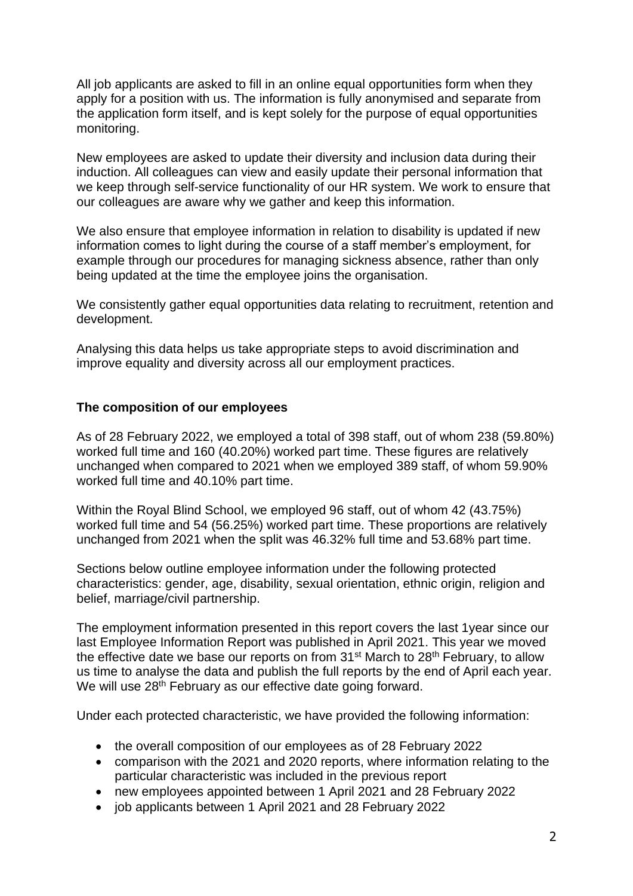All job applicants are asked to fill in an online equal opportunities form when they apply for a position with us. The information is fully anonymised and separate from the application form itself, and is kept solely for the purpose of equal opportunities monitoring.

New employees are asked to update their diversity and inclusion data during their induction. All colleagues can view and easily update their personal information that we keep through self-service functionality of our HR system. We work to ensure that our colleagues are aware why we gather and keep this information.

We also ensure that employee information in relation to disability is updated if new information comes to light during the course of a staff member's employment, for example through our procedures for managing sickness absence, rather than only being updated at the time the employee joins the organisation.

We consistently gather equal opportunities data relating to recruitment, retention and development.

Analysing this data helps us take appropriate steps to avoid discrimination and improve equality and diversity across all our employment practices.

**The composition of our employees**

As of 28 February 2022, we employed a total of 398 staff, out of whom 238 (59.80%) worked full time and 160 (40.20%) worked part time. These figures are relatively unchanged when compared to 2021 when we employed 389 staff, of whom 59.90% worked full time and 40.10% part time.

Within the Royal Blind School, we employed 96 staff, out of whom 42 (43.75%) worked full time and 54 (56.25%) worked part time. These proportions are relatively unchanged from 2021 when the split was 46.32% full time and 53.68% part time.

Sections below outline employee information under the following protected characteristics: gender, age, disability, sexual orientation, ethnic origin, religion and belief, marriage/civil partnership.

The employment information presented in this report covers the last 1year since our last Employee Information Report was published in April 2021. This year we moved the effective date we base our reports on from 31st March to 28th February, to allow us time to analyse the data and publish the full reports by the end of April each year. We will use 28th February as our effective date going forward.

Under each protected characteristic, we have provided the following information:

- the overall composition of our employees as of 28 February 2022
- comparison with the 2021 and 2020 reports, where information relating to the particular characteristic was included in the previous report
- new employees appointed between 1 April 2021 and 28 February 2022
- job applicants between 1 April 2021 and 28 February 2022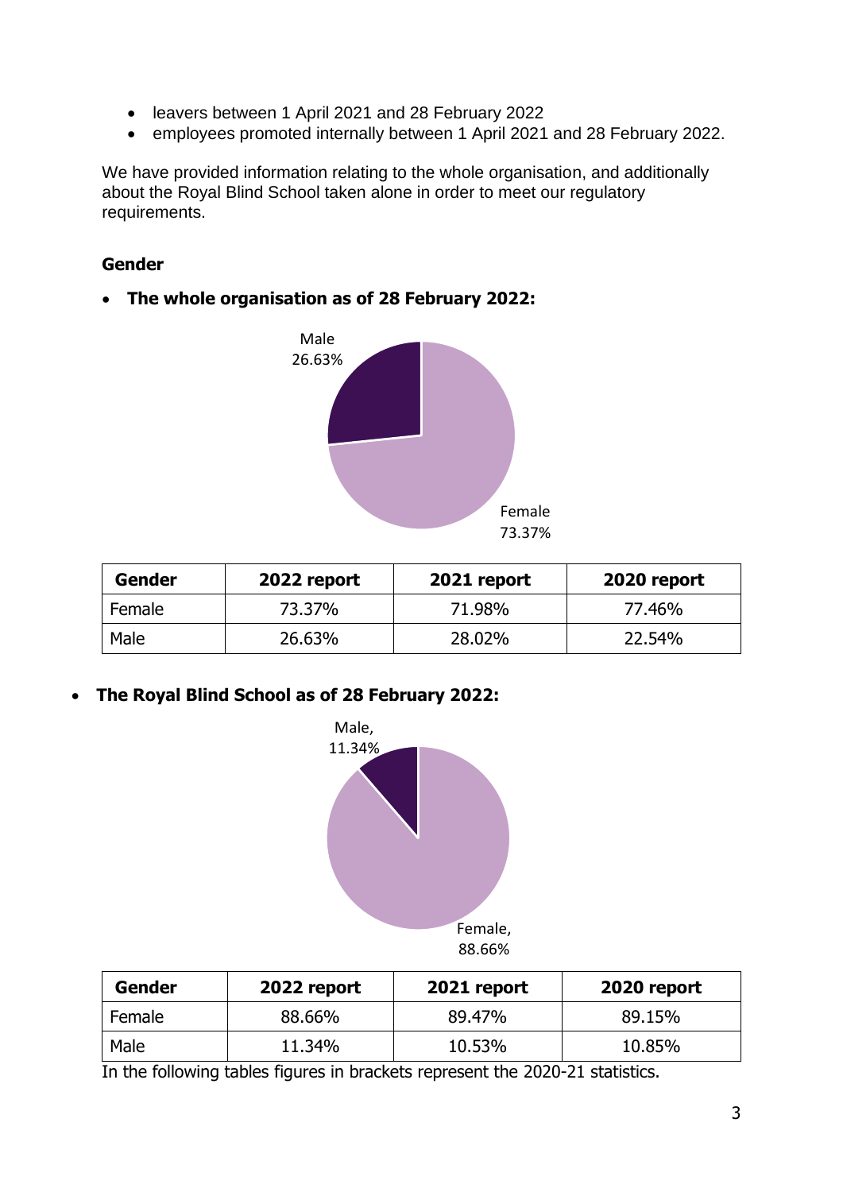- leavers between 1 April 2021 and 28 February 2022
- employees promoted internally between 1 April 2021 and 28 February 2022.

We have provided information relating to the whole organisation, and additionally about the Royal Blind School taken alone in order to meet our regulatory requirements.

**Gender**

- **The whole organisation as of 28 February 2022:**

Male 26.63%

Female 73.37%

| Gender | 2022 report | 2021 report | 2020 report |
|---|---|---|---|
| Female | 73.37% | 71.98% | 77.46% |
| Male | 26.63% | 28.02% | 22.54% |

- **The Royal Blind School as of 28 February 2022:**

Male, 11.34%

Female, 88.66%

| Gender | 2022 report | 2021 report | 2020 report |
|---|---|---|---|
| Female | 88.66% | 89.47% | 89.15% |
| Male | 11.34% | 10.53% | 10.85% |

In the following tables figures in brackets represent the 2020-21 statistics.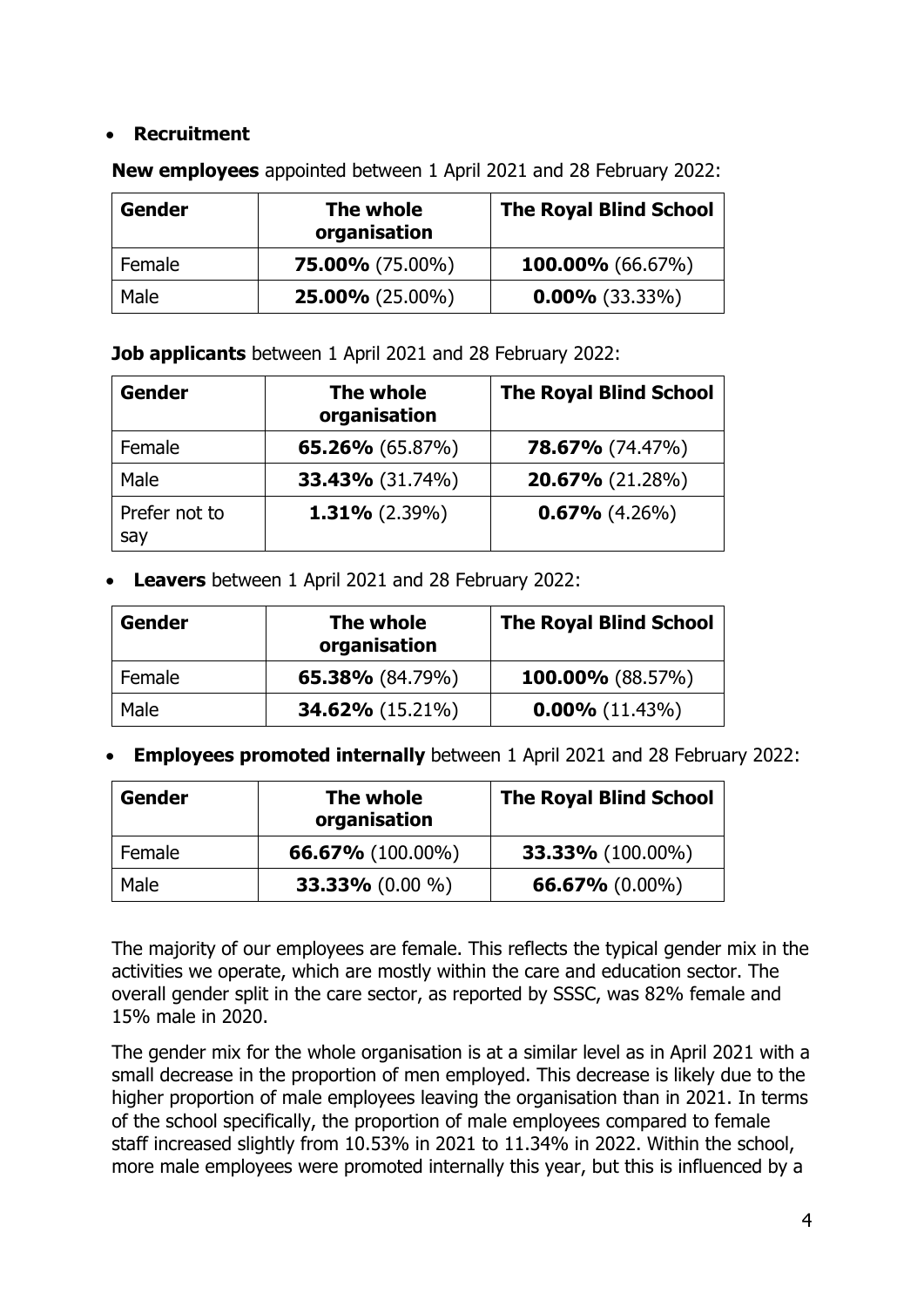- **Recruitment**

**New employees** appointed between 1 April 2021 and 28 February 2022:

| Gender | The whole organisation | The Royal Blind School |
|---|---|---|
| Female | **75.00%** (75.00%) | **100.00%** (66.67%) |
| Male | **25.00%** (25.00%) | **0.00%** (33.33%) |

**Job applicants** between 1 April 2021 and 28 February 2022:

| Gender | The whole organisation | The Royal Blind School |
|---|---|---|
| Female | **65.26%** (65.87%) | **78.67%** (74.47%) |
| Male | **33.43%** (31.74%) | **20.67%** (21.28%) |
| Prefer not to say | **1.31%** (2.39%) | **0.67%** (4.26%) |

- **Leavers** between 1 April 2021 and 28 February 2022:

| Gender | The whole organisation | The Royal Blind School |
|---|---|---|
| Female | **65.38%** (84.79%) | **100.00%** (88.57%) |
| Male | **34.62%** (15.21%) | **0.00%** (11.43%) |

- **Employees promoted internally** between 1 April 2021 and 28 February 2022:

| Gender | The whole organisation | The Royal Blind School |
|---|---|---|
| Female | **66.67%** (100.00%) | **33.33%** (100.00%) |
| Male | **33.33%** (0.00 %) | **66.67%** (0.00%) |

The majority of our employees are female. This reflects the typical gender mix in the activities we operate, which are mostly within the care and education sector. The overall gender split in the care sector, as reported by SSSC, was 82% female and 15% male in 2020.

The gender mix for the whole organisation is at a similar level as in April 2021 with a small decrease in the proportion of men employed. This decrease is likely due to the higher proportion of male employees leaving the organisation than in 2021. In terms of the school specifically, the proportion of male employees compared to female staff increased slightly from 10.53% in 2021 to 11.34% in 2022. Within the school, more male employees were promoted internally this year, but this is influenced by a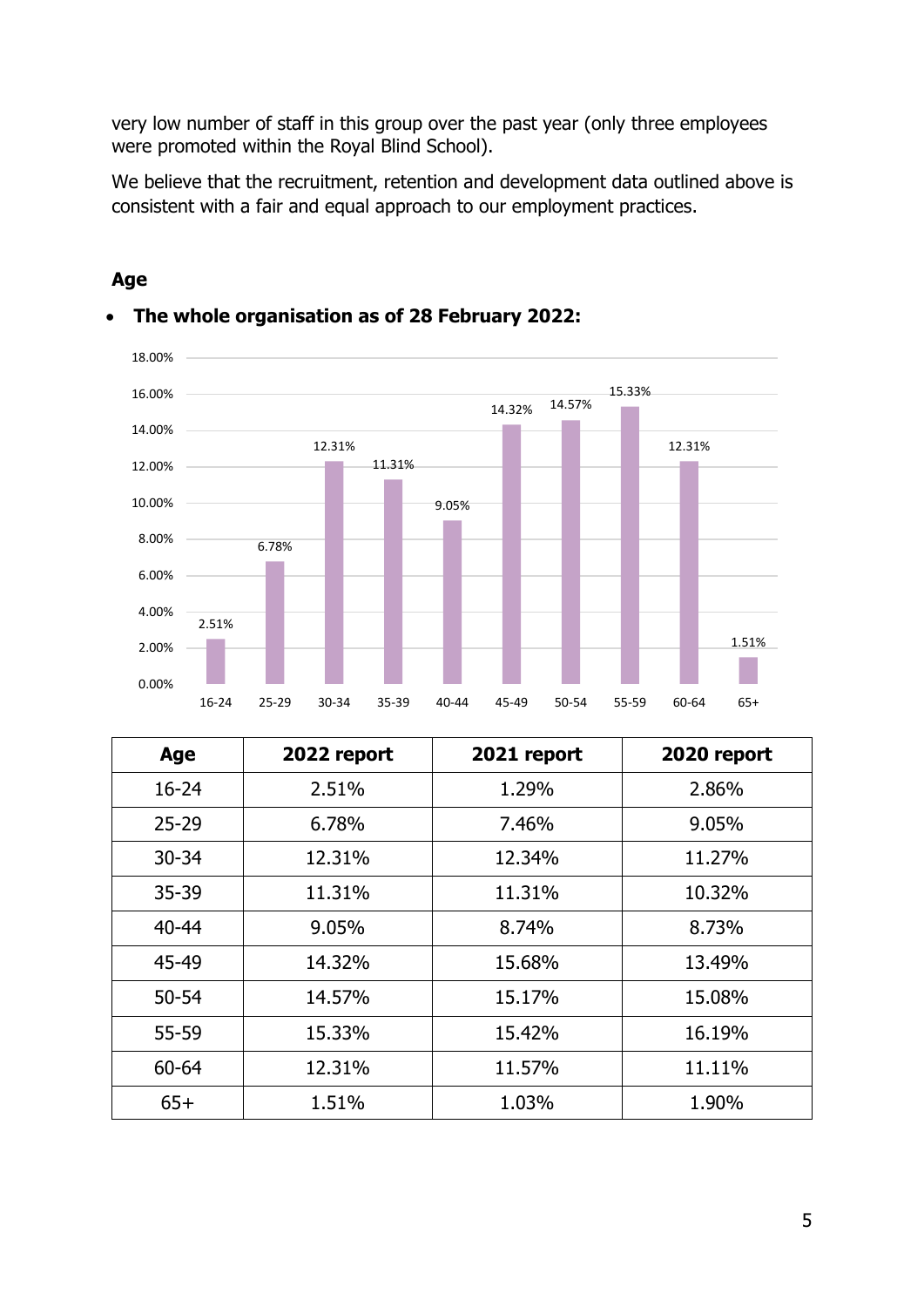very low number of staff in this group over the past year (only three employees were promoted within the Royal Blind School).

We believe that the recruitment, retention and development data outlined above is consistent with a fair and equal approach to our employment practices.

## Age

- **The whole organisation as of 28 February 2022:**

| Age | 2022 report | 2021 report | 2020 report |
|---|---|---|---|
| 16-24 | 2.51% | 1.29% | 2.86% |
| 25-29 | 6.78% | 7.46% | 9.05% |
| 30-34 | 12.31% | 12.34% | 11.27% |
| 35-39 | 11.31% | 11.31% | 10.32% |
| 40-44 | 9.05% | 8.74% | 8.73% |
| 45-49 | 14.32% | 15.68% | 13.49% |
| 50-54 | 14.57% | 15.17% | 15.08% |
| 55-59 | 15.33% | 15.42% | 16.19% |
| 60-64 | 12.31% | 11.57% | 11.11% |
| 65+ | 1.51% | 1.03% | 1.90% |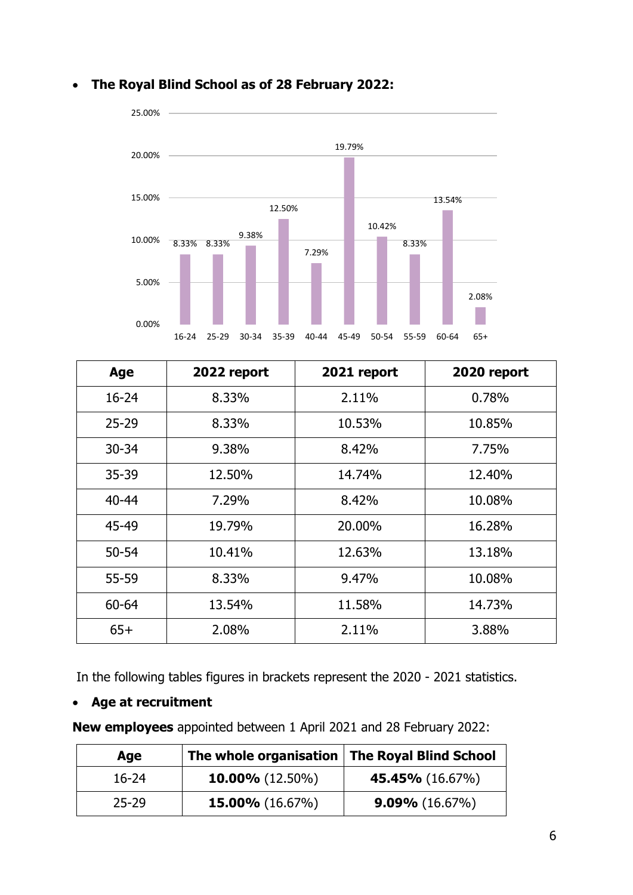- **The Royal Blind School as of 28 February 2022:**

| Age | 2022 report | 2021 report | 2020 report |
|---|---|---|---|
| 16-24 | 8.33% | 2.11% | 0.78% |
| 25-29 | 8.33% | 10.53% | 10.85% |
| 30-34 | 9.38% | 8.42% | 7.75% |
| 35-39 | 12.50% | 14.74% | 12.40% |
| 40-44 | 7.29% | 8.42% | 10.08% |
| 45-49 | 19.79% | 20.00% | 16.28% |
| 50-54 | 10.41% | 12.63% | 13.18% |
| 55-59 | 8.33% | 9.47% | 10.08% |
| 60-64 | 13.54% | 11.58% | 14.73% |
| 65+ | 2.08% | 2.11% | 3.88% |

In the following tables figures in brackets represent the 2020 - 2021 statistics.

- **Age at recruitment**

**New employees** appointed between 1 April 2021 and 28 February 2022:

| Age | The whole organisation | The Royal Blind School |
|---|---|---|
| 16-24 | **10.00%** (12.50%) | **45.45%** (16.67%) |
| 25-29 | **15.00%** (16.67%) | **9.09%** (16.67%) |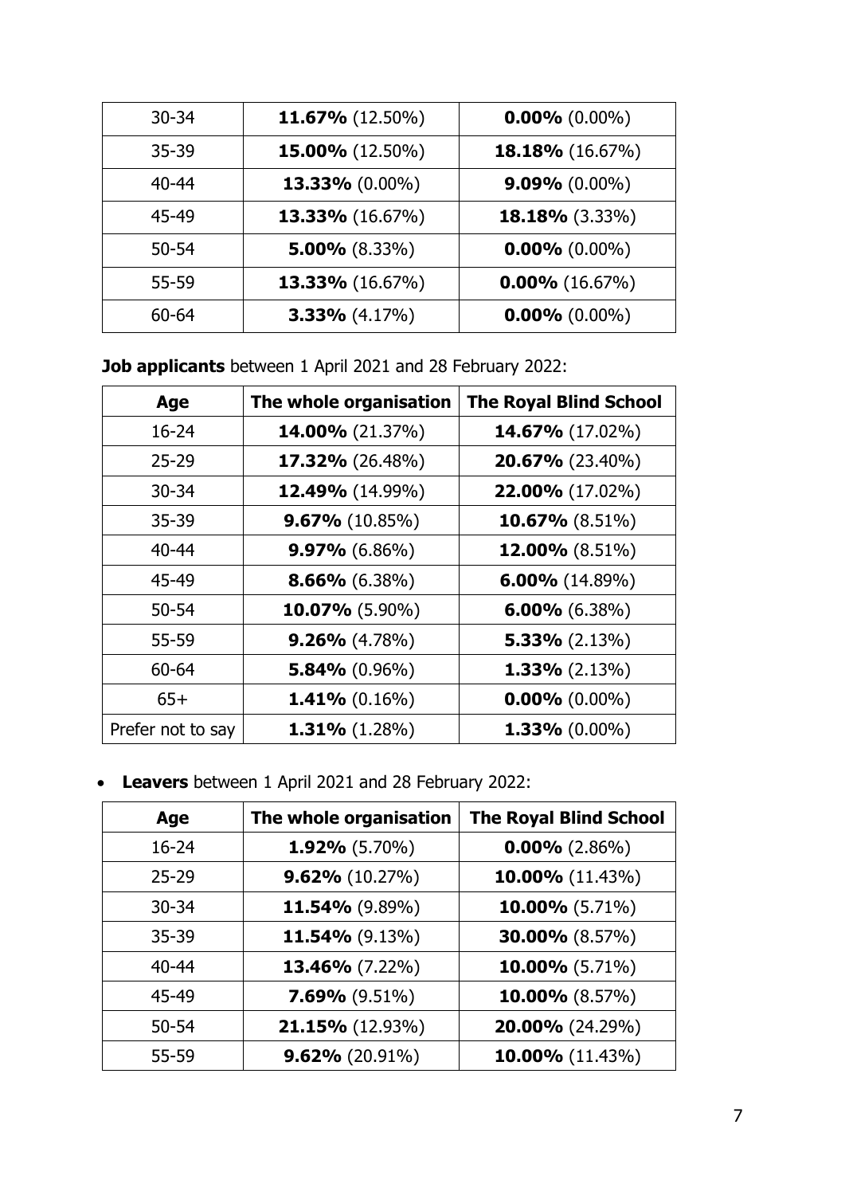| 30-34 | **11.67%** (12.50%) | **0.00%** (0.00%) |
|---|---|---|
| 35-39 | **15.00%** (12.50%) | **18.18%** (16.67%) |
| 40-44 | **13.33%** (0.00%) | **9.09%** (0.00%) |
| 45-49 | **13.33%** (16.67%) | **18.18%** (3.33%) |
| 50-54 | **5.00%** (8.33%) | **0.00%** (0.00%) |
| 55-59 | **13.33%** (16.67%) | **0.00%** (16.67%) |
| 60-64 | **3.33%** (4.17%) | **0.00%** (0.00%) |

**Job applicants** between 1 April 2021 and 28 February 2022:

| Age | The whole organisation | The Royal Blind School |
|---|---|---|
| 16-24 | **14.00%** (21.37%) | **14.67%** (17.02%) |
| 25-29 | **17.32%** (26.48%) | **20.67%** (23.40%) |
| 30-34 | **12.49%** (14.99%) | **22.00%** (17.02%) |
| 35-39 | **9.67%** (10.85%) | **10.67%** (8.51%) |
| 40-44 | **9.97%** (6.86%) | **12.00%** (8.51%) |
| 45-49 | **8.66%** (6.38%) | **6.00%** (14.89%) |
| 50-54 | **10.07%** (5.90%) | **6.00%** (6.38%) |
| 55-59 | **9.26%** (4.78%) | **5.33%** (2.13%) |
| 60-64 | **5.84%** (0.96%) | **1.33%** (2.13%) |
| 65+ | **1.41%** (0.16%) | **0.00%** (0.00%) |
| Prefer not to say | **1.31%** (1.28%) | **1.33%** (0.00%) |

- **Leavers** between 1 April 2021 and 28 February 2022:

| Age | The whole organisation | The Royal Blind School |
|---|---|---|
| 16-24 | **1.92%** (5.70%) | **0.00%** (2.86%) |
| 25-29 | **9.62%** (10.27%) | **10.00%** (11.43%) |
| 30-34 | **11.54%** (9.89%) | **10.00%** (5.71%) |
| 35-39 | **11.54%** (9.13%) | **30.00%** (8.57%) |
| 40-44 | **13.46%** (7.22%) | **10.00%** (5.71%) |
| 45-49 | **7.69%** (9.51%) | **10.00%** (8.57%) |
| 50-54 | **21.15%** (12.93%) | **20.00%** (24.29%) |
| 55-59 | **9.62%** (20.91%) | **10.00%** (11.43%) |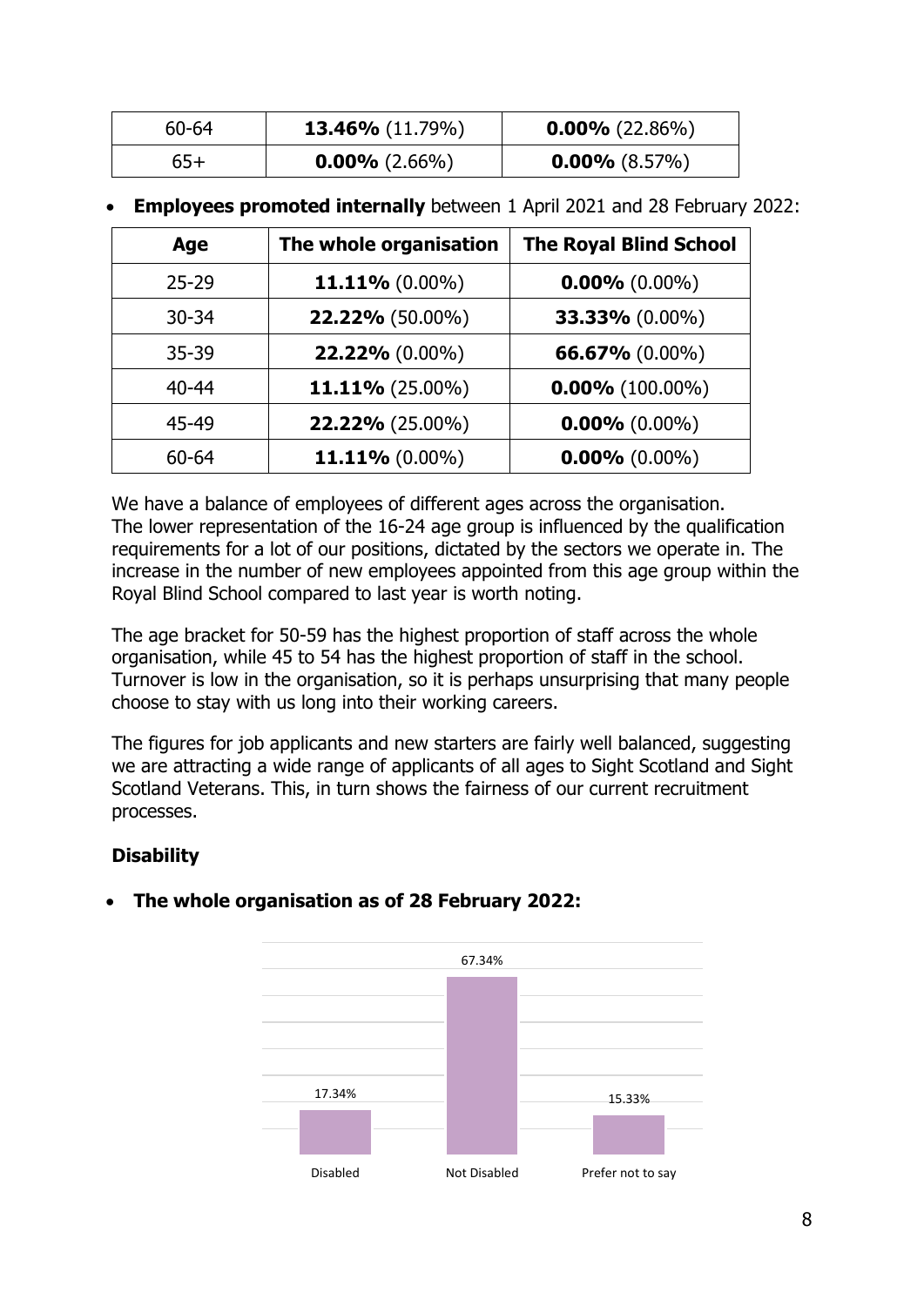| | | |
|---|---|---|
| 60-64 | **13.46%** (11.79%) | **0.00%** (22.86%) |
| 65+ | **0.00%** (2.66%) | **0.00%** (8.57%) |

- **Employees promoted internally** between 1 April 2021 and 28 February 2022:

| Age | The whole organisation | The Royal Blind School |
|---|---|---|
| 25-29 | **11.11%** (0.00%) | **0.00%** (0.00%) |
| 30-34 | **22.22%** (50.00%) | **33.33%** (0.00%) |
| 35-39 | **22.22%** (0.00%) | **66.67%** (0.00%) |
| 40-44 | **11.11%** (25.00%) | **0.00%** (100.00%) |
| 45-49 | **22.22%** (25.00%) | **0.00%** (0.00%) |
| 60-64 | **11.11%** (0.00%) | **0.00%** (0.00%) |

We have a balance of employees of different ages across the organisation. The lower representation of the 16-24 age group is influenced by the qualification requirements for a lot of our positions, dictated by the sectors we operate in. The increase in the number of new employees appointed from this age group within the Royal Blind School compared to last year is worth noting.

The age bracket for 50-59 has the highest proportion of staff across the whole organisation, while 45 to 54 has the highest proportion of staff in the school. Turnover is low in the organisation, so it is perhaps unsurprising that many people choose to stay with us long into their working careers.

The figures for job applicants and new starters are fairly well balanced, suggesting we are attracting a wide range of applicants of all ages to Sight Scotland and Sight Scotland Veterans. This, in turn shows the fairness of our current recruitment processes.

### Disability

- **The whole organisation as of 28 February 2022:**

| Disabled | Not Disabled | Prefer not to say |
|---|---|---|
| 17.34% | 67.34% | 15.33% |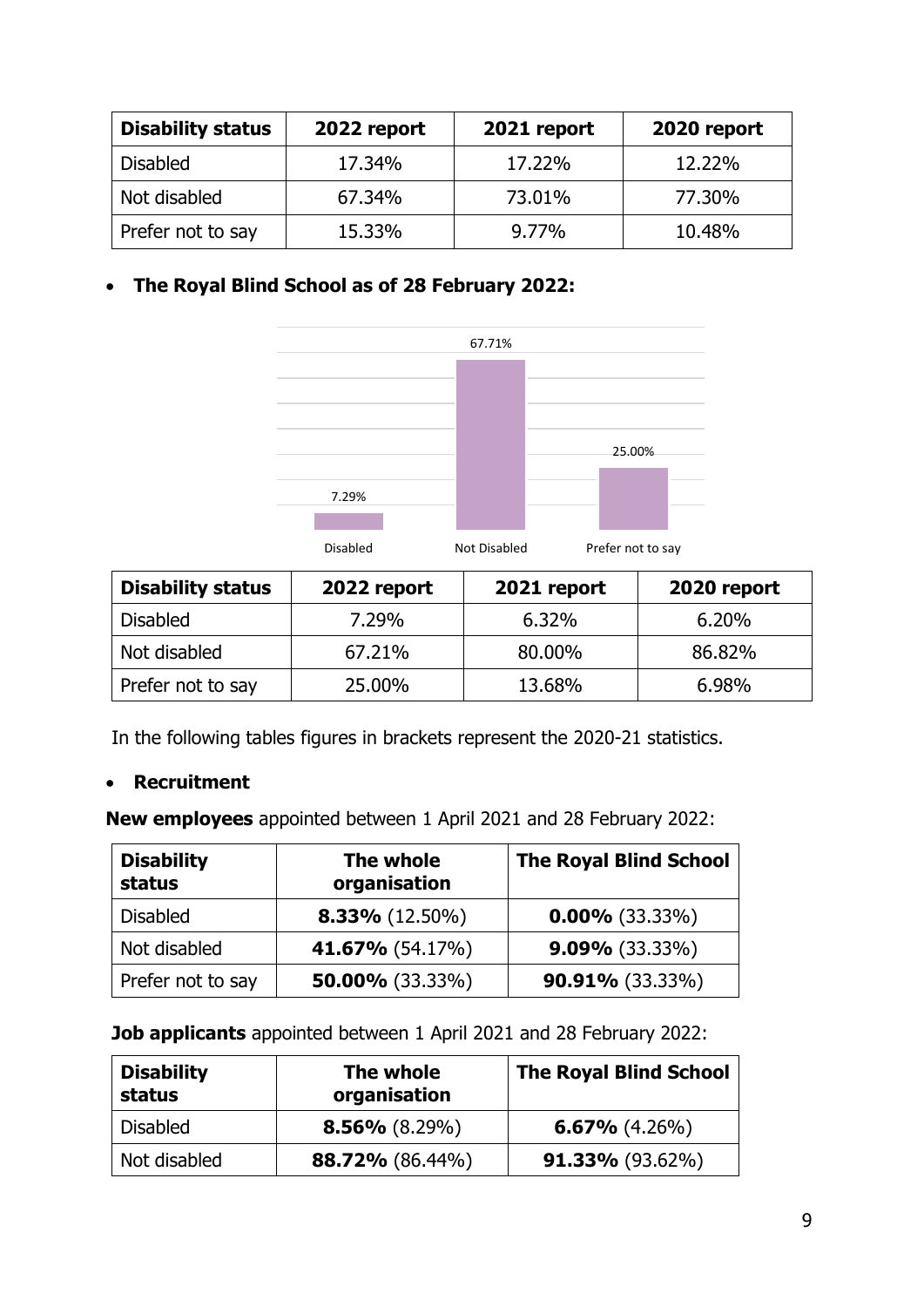| Disability status | 2022 report | 2021 report | 2020 report |
|---|---|---|---|
| Disabled | 17.34% | 17.22% | 12.22% |
| Not disabled | 67.34% | 73.01% | 77.30% |
| Prefer not to say | 15.33% | 9.77% | 10.48% |

- **The Royal Blind School as of 28 February 2022:**

| Disability status | 2022 report | 2021 report | 2020 report |
|---|---|---|---|
| Disabled | 7.29% | 6.32% | 6.20% |
| Not disabled | 67.21% | 80.00% | 86.82% |
| Prefer not to say | 25.00% | 13.68% | 6.98% |

In the following tables figures in brackets represent the 2020-21 statistics.

- **Recruitment**

**New employees** appointed between 1 April 2021 and 28 February 2022:

| Disability status | The whole organisation | The Royal Blind School |
|---|---|---|
| Disabled | **8.33%** (12.50%) | **0.00%** (33.33%) |
| Not disabled | **41.67%** (54.17%) | **9.09%** (33.33%) |
| Prefer not to say | **50.00%** (33.33%) | **90.91%** (33.33%) |

**Job applicants** appointed between 1 April 2021 and 28 February 2022:

| Disability status | The whole organisation | The Royal Blind School |
|---|---|---|
| Disabled | **8.56%** (8.29%) | **6.67%** (4.26%) |
| Not disabled | **88.72%** (86.44%) | **91.33%** (93.62%) |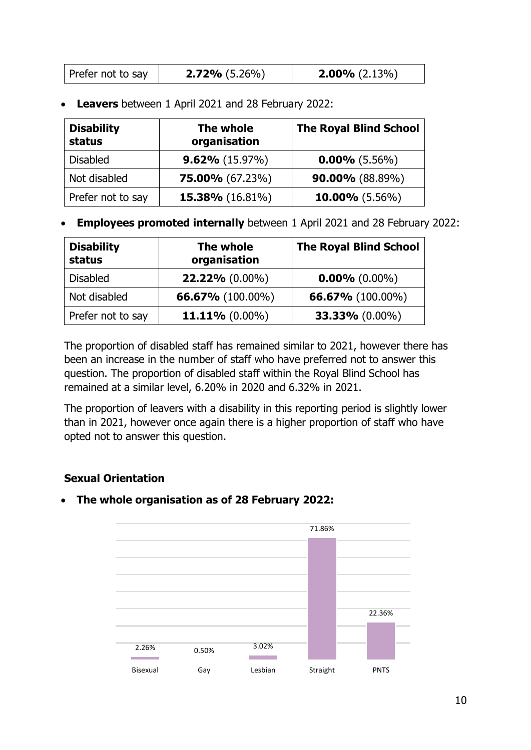| Prefer not to say | **2.72%** (5.26%) | **2.00%** (2.13%) |
|---|---|---|

- **Leavers** between 1 April 2021 and 28 February 2022:

| Disability status | The whole organisation | The Royal Blind School |
|---|---|---|
| Disabled | **9.62%** (15.97%) | **0.00%** (5.56%) |
| Not disabled | **75.00%** (67.23%) | **90.00%** (88.89%) |
| Prefer not to say | **15.38%** (16.81%) | **10.00%** (5.56%) |

- **Employees promoted internally** between 1 April 2021 and 28 February 2022:

| Disability status | The whole organisation | The Royal Blind School |
|---|---|---|
| Disabled | **22.22%** (0.00%) | **0.00%** (0.00%) |
| Not disabled | **66.67%** (100.00%) | **66.67%** (100.00%) |
| Prefer not to say | **11.11%** (0.00%) | **33.33%** (0.00%) |

The proportion of disabled staff has remained similar to 2021, however there has been an increase in the number of staff who have preferred not to answer this question. The proportion of disabled staff within the Royal Blind School has remained at a similar level, 6.20% in 2020 and 6.32% in 2021.

The proportion of leavers with a disability in this reporting period is slightly lower than in 2021, however once again there is a higher proportion of staff who have opted not to answer this question.

**Sexual Orientation**

- **The whole organisation as of 28 February 2022:**

| Bisexual | Gay | Lesbian | Straight | PNTS |
|---|---|---|---|---|
| 2.26% | 0.50% | 3.02% | 71.86% | 22.36% |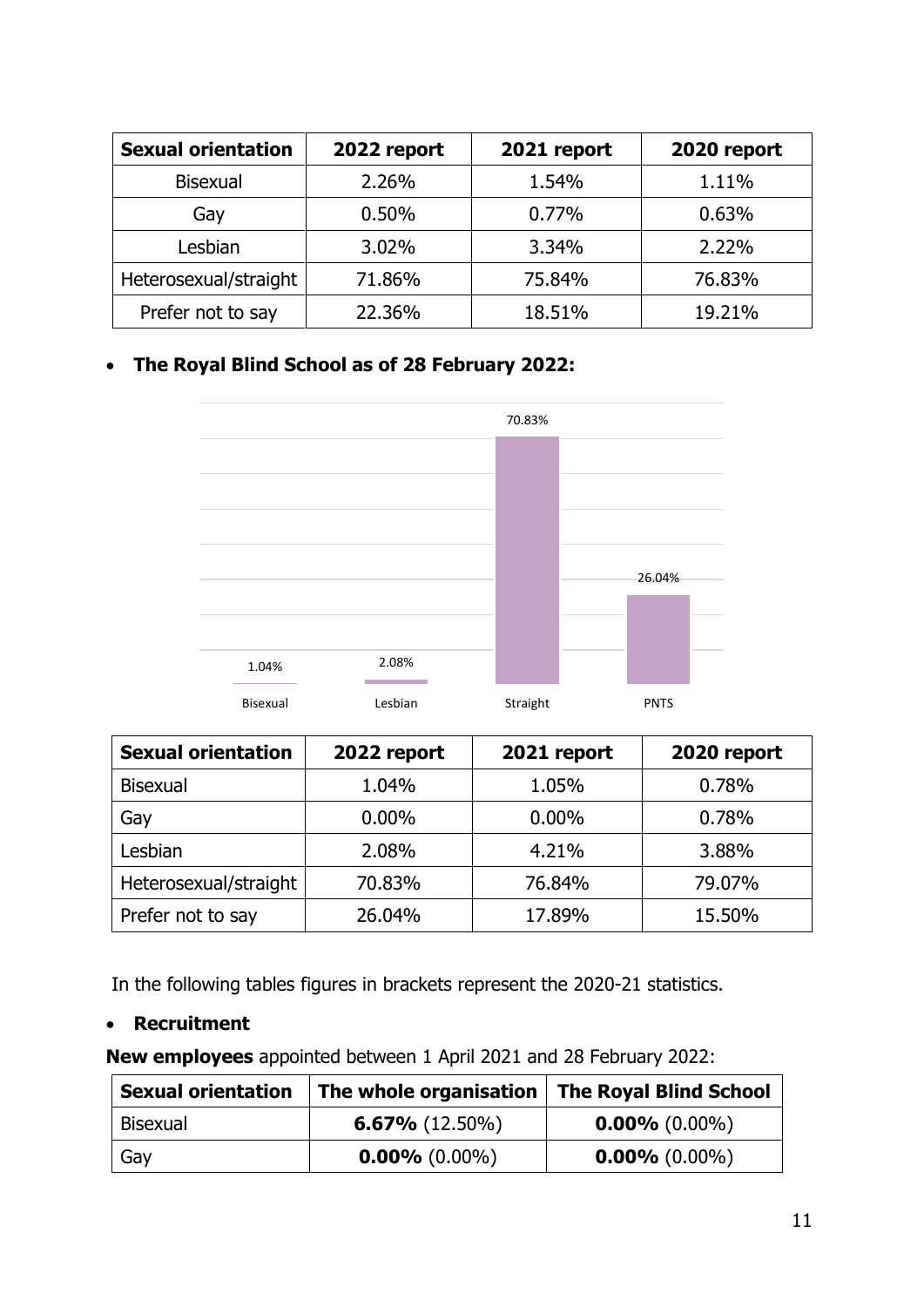| Sexual orientation | 2022 report | 2021 report | 2020 report |
|---|---|---|---|
| Bisexual | 2.26% | 1.54% | 1.11% |
| Gay | 0.50% | 0.77% | 0.63% |
| Lesbian | 3.02% | 3.34% | 2.22% |
| Heterosexual/straight | 71.86% | 75.84% | 76.83% |
| Prefer not to say | 22.36% | 18.51% | 19.21% |

- **The Royal Blind School as of 28 February 2022:**

| Bisexual | Lesbian | Straight | PNTS |
|---|---|---|---|
| 1.04% | 2.08% | 70.83% | 26.04% |

| Sexual orientation | 2022 report | 2021 report | 2020 report |
|---|---|---|---|
| Bisexual | 1.04% | 1.05% | 0.78% |
| Gay | 0.00% | 0.00% | 0.78% |
| Lesbian | 2.08% | 4.21% | 3.88% |
| Heterosexual/straight | 70.83% | 76.84% | 79.07% |
| Prefer not to say | 26.04% | 17.89% | 15.50% |

In the following tables figures in brackets represent the 2020-21 statistics.

- **Recruitment**

**New employees** appointed between 1 April 2021 and 28 February 2022:

| Sexual orientation | The whole organisation | The Royal Blind School |
|---|---|---|
| Bisexual | **6.67%** (12.50%) | **0.00%** (0.00%) |
| Gay | **0.00%** (0.00%) | **0.00%** (0.00%) |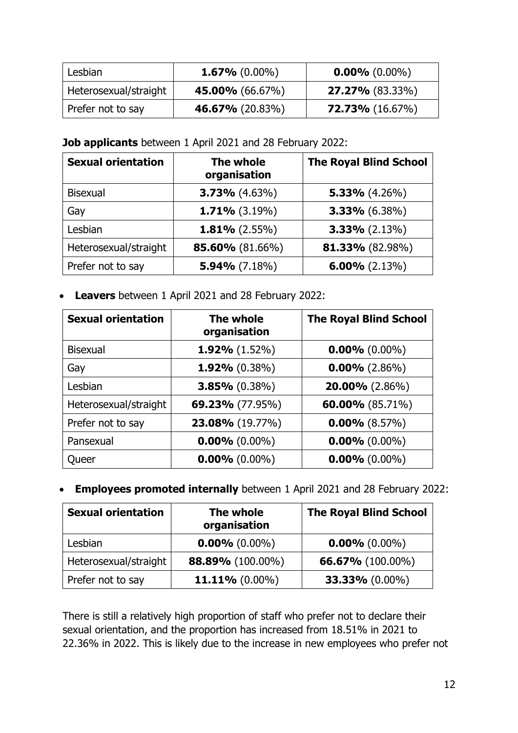| Lesbian | **1.67%** (0.00%) | **0.00%** (0.00%) |
| --- | --- | --- |
| Heterosexual/straight | **45.00%** (66.67%) | **27.27%** (83.33%) |
| Prefer not to say | **46.67%** (20.83%) | **72.73%** (16.67%) |

**Job applicants** between 1 April 2021 and 28 February 2022:

| Sexual orientation | The whole organisation | The Royal Blind School |
| --- | --- | --- |
| Bisexual | **3.73%** (4.63%) | **5.33%** (4.26%) |
| Gay | **1.71%** (3.19%) | **3.33%** (6.38%) |
| Lesbian | **1.81%** (2.55%) | **3.33%** (2.13%) |
| Heterosexual/straight | **85.60%** (81.66%) | **81.33%** (82.98%) |
| Prefer not to say | **5.94%** (7.18%) | **6.00%** (2.13%) |

- **Leavers** between 1 April 2021 and 28 February 2022:

| Sexual orientation | The whole organisation | The Royal Blind School |
| --- | --- | --- |
| Bisexual | **1.92%** (1.52%) | **0.00%** (0.00%) |
| Gay | **1.92%** (0.38%) | **0.00%** (2.86%) |
| Lesbian | **3.85%** (0.38%) | **20.00%** (2.86%) |
| Heterosexual/straight | **69.23%** (77.95%) | **60.00%** (85.71%) |
| Prefer not to say | **23.08%** (19.77%) | **0.00%** (8.57%) |
| Pansexual | **0.00%** (0.00%) | **0.00%** (0.00%) |
| Queer | **0.00%** (0.00%) | **0.00%** (0.00%) |

- **Employees promoted internally** between 1 April 2021 and 28 February 2022:

| Sexual orientation | The whole organisation | The Royal Blind School |
| --- | --- | --- |
| Lesbian | **0.00%** (0.00%) | **0.00%** (0.00%) |
| Heterosexual/straight | **88.89%** (100.00%) | **66.67%** (100.00%) |
| Prefer not to say | **11.11%** (0.00%) | **33.33%** (0.00%) |

There is still a relatively high proportion of staff who prefer not to declare their sexual orientation, and the proportion has increased from 18.51% in 2021 to 22.36% in 2022. This is likely due to the increase in new employees who prefer not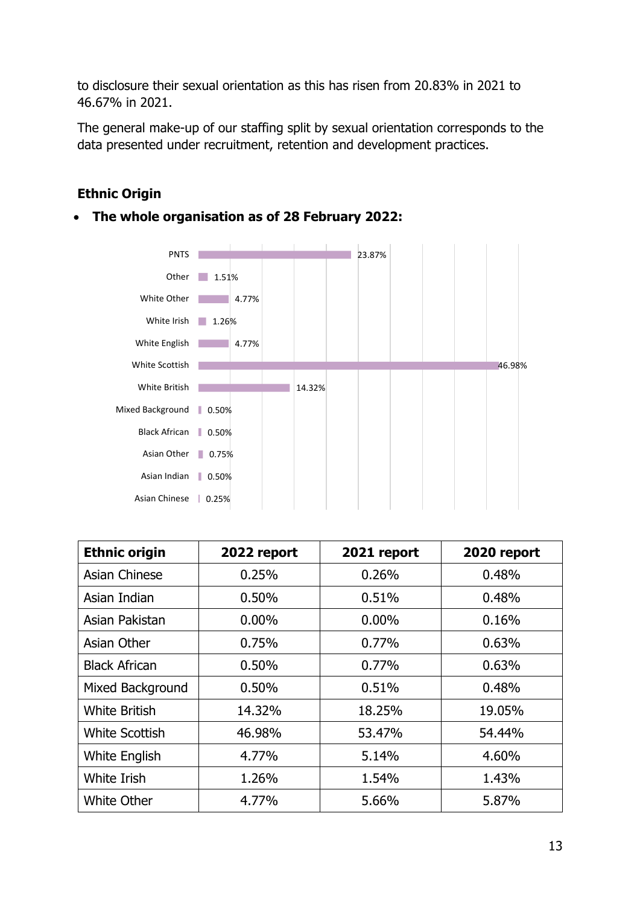to disclosure their sexual orientation as this has risen from 20.83% in 2021 to 46.67% in 2021.

The general make-up of our staffing split by sexual orientation corresponds to the data presented under recruitment, retention and development practices.

**Ethnic Origin**

- **The whole organisation as of 28 February 2022:**

| Category | Percentage |
|---|---|
| PNTS | 23.87% |
| Other | 1.51% |
| White Other | 4.77% |
| White Irish | 1.26% |
| White English | 4.77% |
| White Scottish | 46.98% |
| White British | 14.32% |
| Mixed Background | 0.50% |
| Black African | 0.50% |
| Asian Other | 0.75% |
| Asian Indian | 0.50% |
| Asian Chinese | 0.25% |

| Ethnic origin | 2022 report | 2021 report | 2020 report |
|---|---|---|---|
| Asian Chinese | 0.25% | 0.26% | 0.48% |
| Asian Indian | 0.50% | 0.51% | 0.48% |
| Asian Pakistan | 0.00% | 0.00% | 0.16% |
| Asian Other | 0.75% | 0.77% | 0.63% |
| Black African | 0.50% | 0.77% | 0.63% |
| Mixed Background | 0.50% | 0.51% | 0.48% |
| White British | 14.32% | 18.25% | 19.05% |
| White Scottish | 46.98% | 53.47% | 54.44% |
| White English | 4.77% | 5.14% | 4.60% |
| White Irish | 1.26% | 1.54% | 1.43% |
| White Other | 4.77% | 5.66% | 5.87% |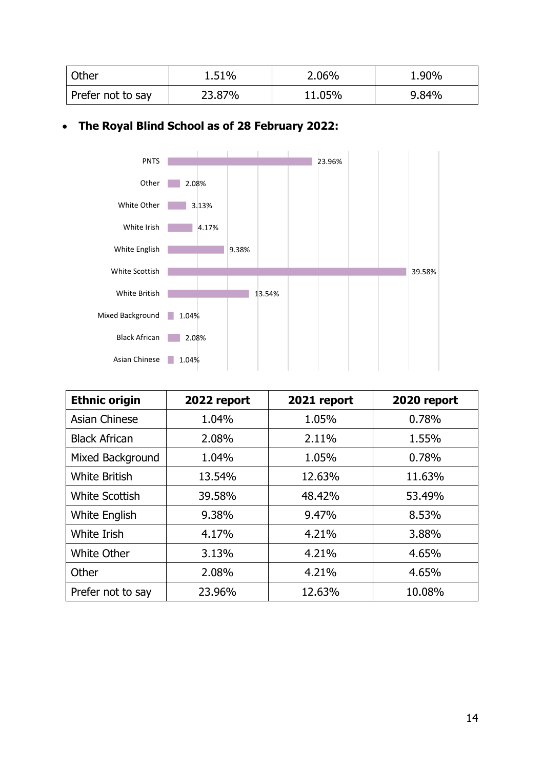| Other | 1.51% | 2.06% | 1.90% |
|---|---|---|---|
| Prefer not to say | 23.87% | 11.05% | 9.84% |

- **The Royal Blind School as of 28 February 2022:**

| Ethnic origin | 2022 report | 2021 report | 2020 report |
|---|---|---|---|
| Asian Chinese | 1.04% | 1.05% | 0.78% |
| Black African | 2.08% | 2.11% | 1.55% |
| Mixed Background | 1.04% | 1.05% | 0.78% |
| White British | 13.54% | 12.63% | 11.63% |
| White Scottish | 39.58% | 48.42% | 53.49% |
| White English | 9.38% | 9.47% | 8.53% |
| White Irish | 4.17% | 4.21% | 3.88% |
| White Other | 3.13% | 4.21% | 4.65% |
| Other | 2.08% | 4.21% | 4.65% |
| Prefer not to say | 23.96% | 12.63% | 10.08% |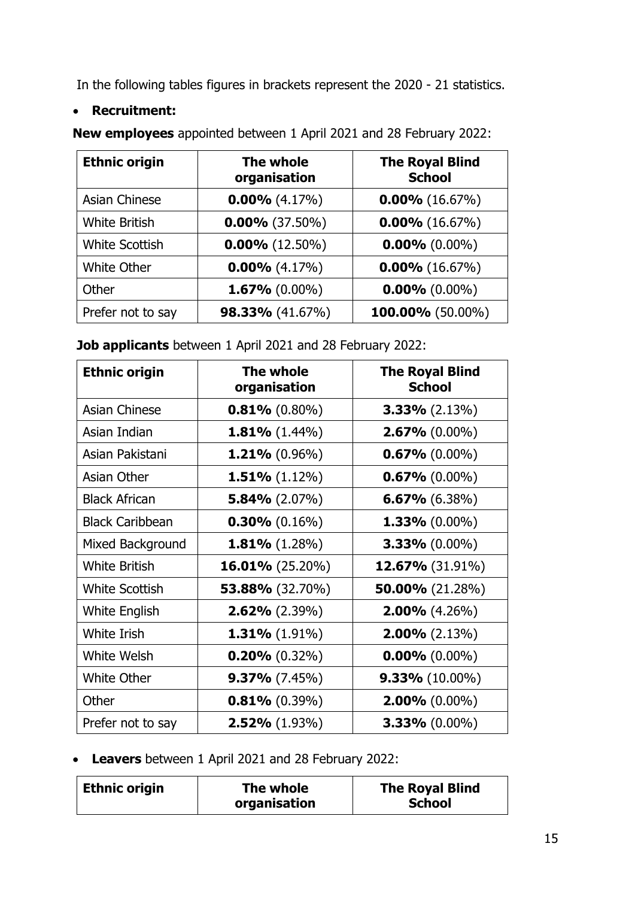In the following tables figures in brackets represent the 2020 - 21 statistics.

- **Recruitment:**

**New employees** appointed between 1 April 2021 and 28 February 2022:

| Ethnic origin | The whole organisation | The Royal Blind School |
|---|---|---|
| Asian Chinese | **0.00%** (4.17%) | **0.00%** (16.67%) |
| White British | **0.00%** (37.50%) | **0.00%** (16.67%) |
| White Scottish | **0.00%** (12.50%) | **0.00%** (0.00%) |
| White Other | **0.00%** (4.17%) | **0.00%** (16.67%) |
| Other | **1.67%** (0.00%) | **0.00%** (0.00%) |
| Prefer not to say | **98.33%** (41.67%) | **100.00%** (50.00%) |

**Job applicants** between 1 April 2021 and 28 February 2022:

| Ethnic origin | The whole organisation | The Royal Blind School |
|---|---|---|
| Asian Chinese | **0.81%** (0.80%) | **3.33%** (2.13%) |
| Asian Indian | **1.81%** (1.44%) | **2.67%** (0.00%) |
| Asian Pakistani | **1.21%** (0.96%) | **0.67%** (0.00%) |
| Asian Other | **1.51%** (1.12%) | **0.67%** (0.00%) |
| Black African | **5.84%** (2.07%) | **6.67%** (6.38%) |
| Black Caribbean | **0.30%** (0.16%) | **1.33%** (0.00%) |
| Mixed Background | **1.81%** (1.28%) | **3.33%** (0.00%) |
| White British | **16.01%** (25.20%) | **12.67%** (31.91%) |
| White Scottish | **53.88%** (32.70%) | **50.00%** (21.28%) |
| White English | **2.62%** (2.39%) | **2.00%** (4.26%) |
| White Irish | **1.31%** (1.91%) | **2.00%** (2.13%) |
| White Welsh | **0.20%** (0.32%) | **0.00%** (0.00%) |
| White Other | **9.37%** (7.45%) | **9.33%** (10.00%) |
| Other | **0.81%** (0.39%) | **2.00%** (0.00%) |
| Prefer not to say | **2.52%** (1.93%) | **3.33%** (0.00%) |

- **Leavers** between 1 April 2021 and 28 February 2022:

| Ethnic origin | The whole organisation | The Royal Blind School |
|---|---|---|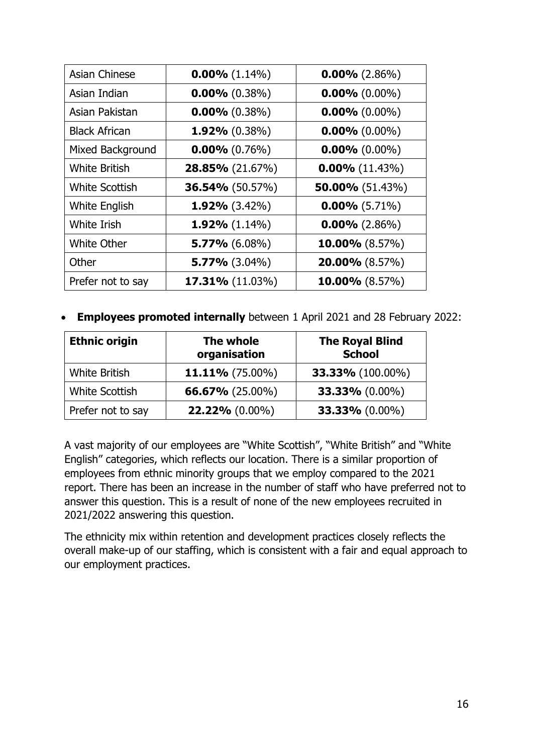| | | |
|---|---|---|
| Asian Chinese | **0.00%** (1.14%) | **0.00%** (2.86%) |
| Asian Indian | **0.00%** (0.38%) | **0.00%** (0.00%) |
| Asian Pakistan | **0.00%** (0.38%) | **0.00%** (0.00%) |
| Black African | **1.92%** (0.38%) | **0.00%** (0.00%) |
| Mixed Background | **0.00%** (0.76%) | **0.00%** (0.00%) |
| White British | **28.85%** (21.67%) | **0.00%** (11.43%) |
| White Scottish | **36.54%** (50.57%) | **50.00%** (51.43%) |
| White English | **1.92%** (3.42%) | **0.00%** (5.71%) |
| White Irish | **1.92%** (1.14%) | **0.00%** (2.86%) |
| White Other | **5.77%** (6.08%) | **10.00%** (8.57%) |
| Other | **5.77%** (3.04%) | **20.00%** (8.57%) |
| Prefer not to say | **17.31%** (11.03%) | **10.00%** (8.57%) |

- **Employees promoted internally** between 1 April 2021 and 28 February 2022:

| **Ethnic origin** | **The whole organisation** | **The Royal Blind School** |
|---|---|---|
| White British | **11.11%** (75.00%) | **33.33%** (100.00%) |
| White Scottish | **66.67%** (25.00%) | **33.33%** (0.00%) |
| Prefer not to say | **22.22%** (0.00%) | **33.33%** (0.00%) |

A vast majority of our employees are "White Scottish", "White British" and "White English" categories, which reflects our location. There is a similar proportion of employees from ethnic minority groups that we employ compared to the 2021 report. There has been an increase in the number of staff who have preferred not to answer this question. This is a result of none of the new employees recruited in 2021/2022 answering this question.

The ethnicity mix within retention and development practices closely reflects the overall make-up of our staffing, which is consistent with a fair and equal approach to our employment practices.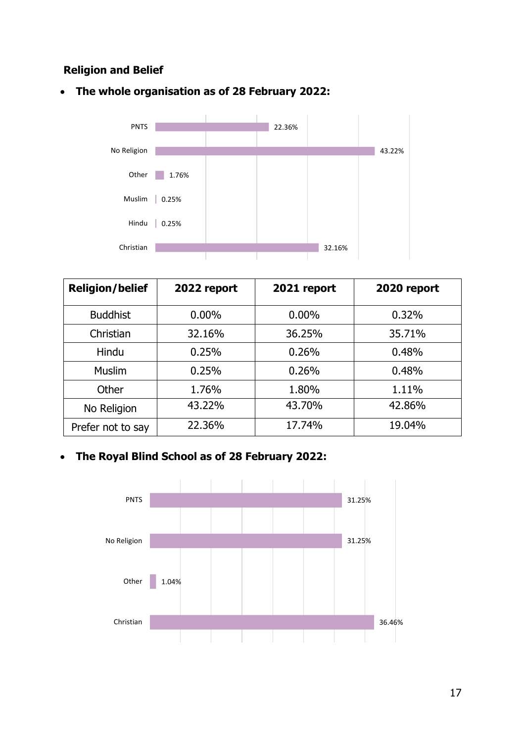**Religion and Belief**

- **The whole organisation as of 28 February 2022:**

PNTS 22.36%
No Religion 43.22%
Other 1.76%
Muslim 0.25%
Hindu 0.25%
Christian 32.16%

| Religion/belief | 2022 report | 2021 report | 2020 report |
|---|---|---|---|
| Buddhist | 0.00% | 0.00% | 0.32% |
| Christian | 32.16% | 36.25% | 35.71% |
| Hindu | 0.25% | 0.26% | 0.48% |
| Muslim | 0.25% | 0.26% | 0.48% |
| Other | 1.76% | 1.80% | 1.11% |
| No Religion | 43.22% | 43.70% | 42.86% |
| Prefer not to say | 22.36% | 17.74% | 19.04% |

- **The Royal Blind School as of 28 February 2022:**

PNTS 31.25%
No Religion 31.25%
Other 1.04%
Christian 36.46%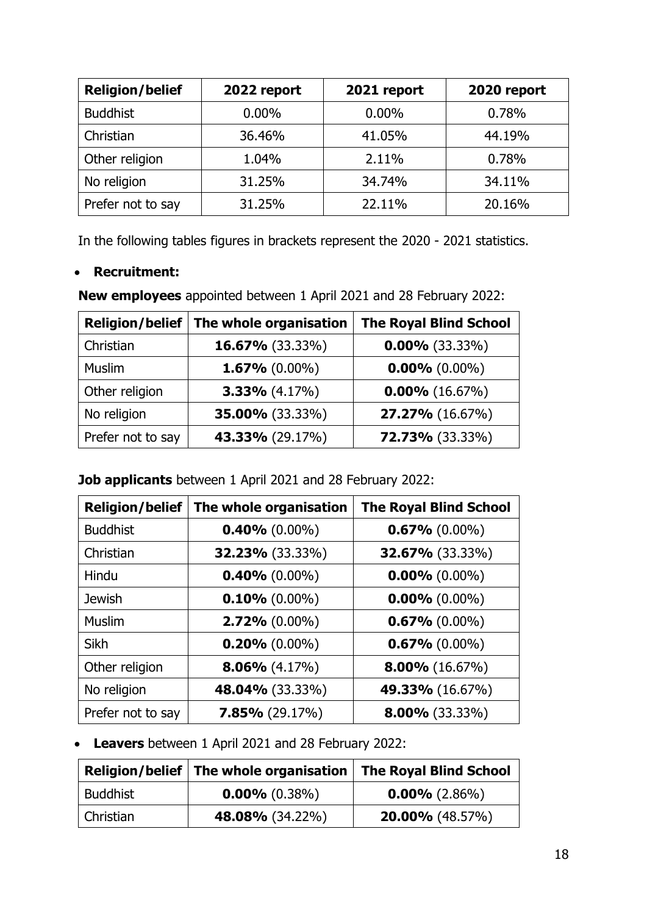| Religion/belief | 2022 report | 2021 report | 2020 report |
| --- | --- | --- | --- |
| Buddhist | 0.00% | 0.00% | 0.78% |
| Christian | 36.46% | 41.05% | 44.19% |
| Other religion | 1.04% | 2.11% | 0.78% |
| No religion | 31.25% | 34.74% | 34.11% |
| Prefer not to say | 31.25% | 22.11% | 20.16% |

In the following tables figures in brackets represent the 2020 - 2021 statistics.

- **Recruitment:**

**New employees** appointed between 1 April 2021 and 28 February 2022:

| Religion/belief | The whole organisation | The Royal Blind School |
| --- | --- | --- |
| Christian | **16.67%** (33.33%) | **0.00%** (33.33%) |
| Muslim | **1.67%** (0.00%) | **0.00%** (0.00%) |
| Other religion | **3.33%** (4.17%) | **0.00%** (16.67%) |
| No religion | **35.00%** (33.33%) | **27.27%** (16.67%) |
| Prefer not to say | **43.33%** (29.17%) | **72.73%** (33.33%) |

**Job applicants** between 1 April 2021 and 28 February 2022:

| Religion/belief | The whole organisation | The Royal Blind School |
| --- | --- | --- |
| Buddhist | **0.40%** (0.00%) | **0.67%** (0.00%) |
| Christian | **32.23%** (33.33%) | **32.67%** (33.33%) |
| Hindu | **0.40%** (0.00%) | **0.00%** (0.00%) |
| Jewish | **0.10%** (0.00%) | **0.00%** (0.00%) |
| Muslim | **2.72%** (0.00%) | **0.67%** (0.00%) |
| Sikh | **0.20%** (0.00%) | **0.67%** (0.00%) |
| Other religion | **8.06%** (4.17%) | **8.00%** (16.67%) |
| No religion | **48.04%** (33.33%) | **49.33%** (16.67%) |
| Prefer not to say | **7.85%** (29.17%) | **8.00%** (33.33%) |

- **Leavers** between 1 April 2021 and 28 February 2022:

| Religion/belief | The whole organisation | The Royal Blind School |
| --- | --- | --- |
| Buddhist | **0.00%** (0.38%) | **0.00%** (2.86%) |
| Christian | **48.08%** (34.22%) | **20.00%** (48.57%) |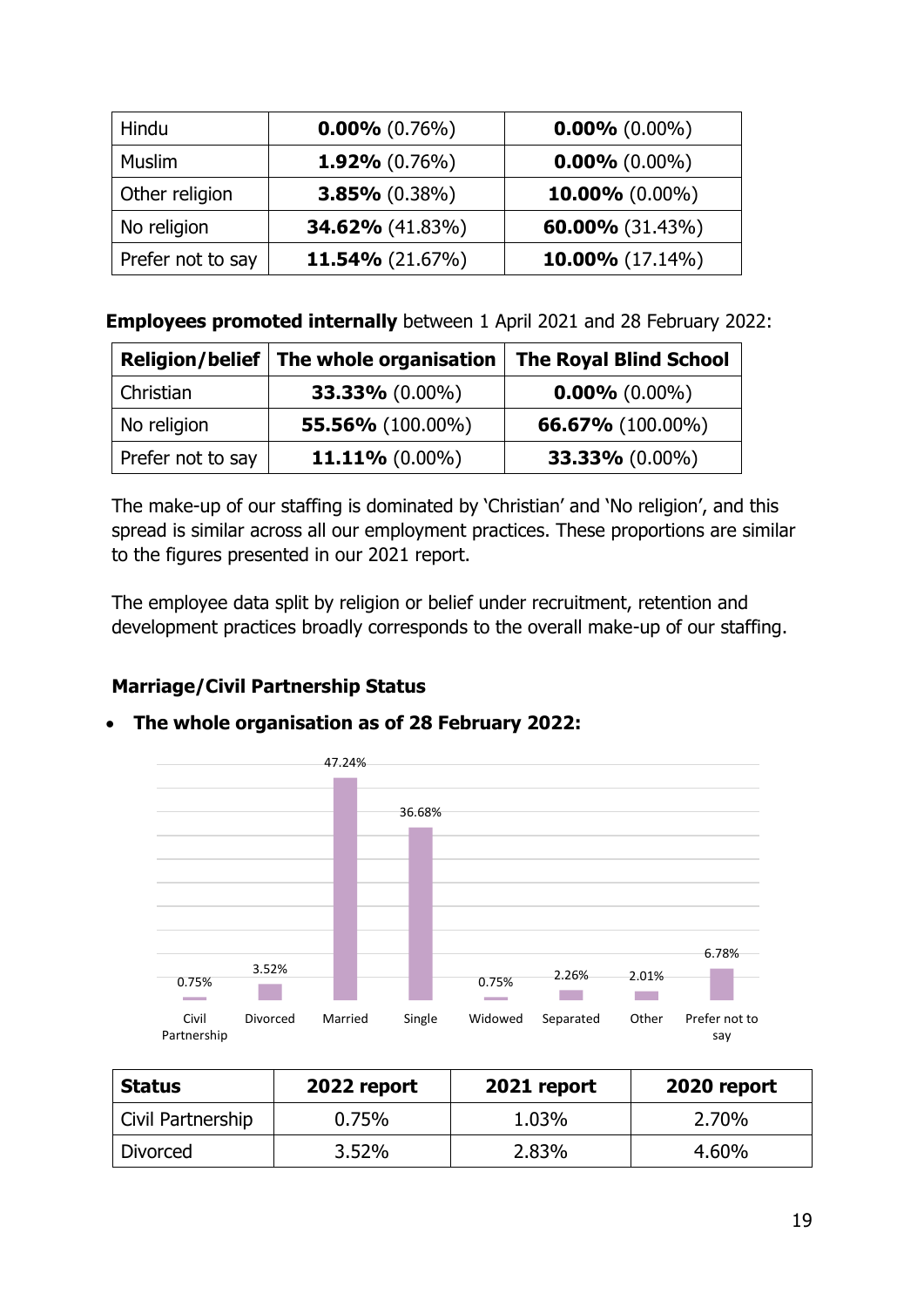| Hindu | **0.00%** (0.76%) | **0.00%** (0.00%) |
|---|---|---|
| Muslim | **1.92%** (0.76%) | **0.00%** (0.00%) |
| Other religion | **3.85%** (0.38%) | **10.00%** (0.00%) |
| No religion | **34.62%** (41.83%) | **60.00%** (31.43%) |
| Prefer not to say | **11.54%** (21.67%) | **10.00%** (17.14%) |

**Employees promoted internally** between 1 April 2021 and 28 February 2022:

| Religion/belief | The whole organisation | The Royal Blind School |
|---|---|---|
| Christian | **33.33%** (0.00%) | **0.00%** (0.00%) |
| No religion | **55.56%** (100.00%) | **66.67%** (100.00%) |
| Prefer not to say | **11.11%** (0.00%) | **33.33%** (0.00%) |

The make-up of our staffing is dominated by 'Christian' and 'No religion', and this spread is similar across all our employment practices. These proportions are similar to the figures presented in our 2021 report.

The employee data split by religion or belief under recruitment, retention and development practices broadly corresponds to the overall make-up of our staffing.

### Marriage/Civil Partnership Status

- **The whole organisation as of 28 February 2022:**

| Civil Partnership | Divorced | Married | Single | Widowed | Separated | Other | Prefer not to say |
|---|---|---|---|---|---|---|---|
| 0.75% | 3.52% | 47.24% | 36.68% | 0.75% | 2.26% | 2.01% | 6.78% |

| Status | 2022 report | 2021 report | 2020 report |
|---|---|---|---|
| Civil Partnership | 0.75% | 1.03% | 2.70% |
| Divorced | 3.52% | 2.83% | 4.60% |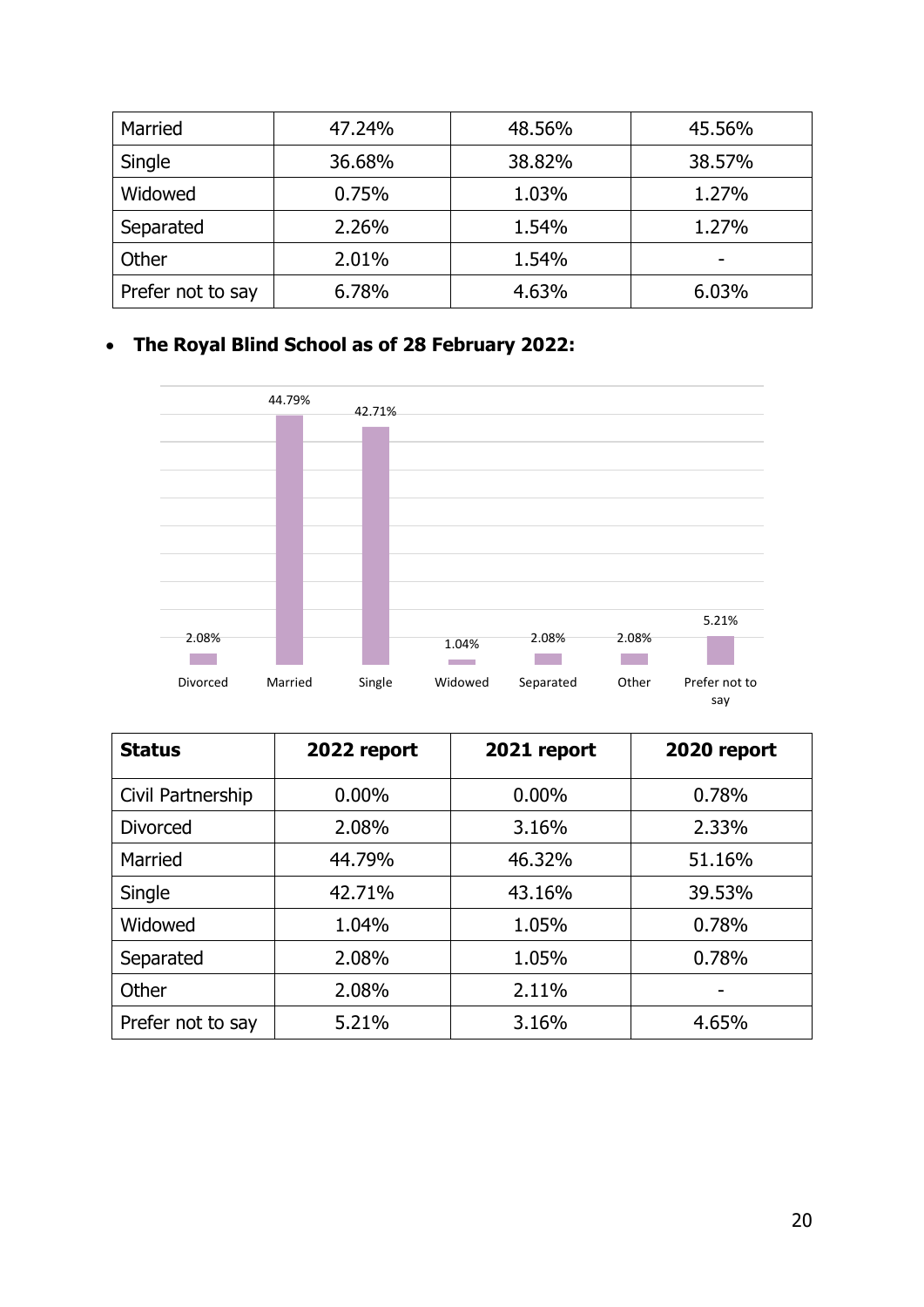| Married | 47.24% | 48.56% | 45.56% |
|---|---|---|---|
| Single | 36.68% | 38.82% | 38.57% |
| Widowed | 0.75% | 1.03% | 1.27% |
| Separated | 2.26% | 1.54% | 1.27% |
| Other | 2.01% | 1.54% | - |
| Prefer not to say | 6.78% | 4.63% | 6.03% |

- **The Royal Blind School as of 28 February 2022:**

| Status | 2022 report | 2021 report | 2020 report |
|---|---|---|---|
| Civil Partnership | 0.00% | 0.00% | 0.78% |
| Divorced | 2.08% | 3.16% | 2.33% |
| Married | 44.79% | 46.32% | 51.16% |
| Single | 42.71% | 43.16% | 39.53% |
| Widowed | 1.04% | 1.05% | 0.78% |
| Separated | 2.08% | 1.05% | 0.78% |
| Other | 2.08% | 2.11% | - |
| Prefer not to say | 5.21% | 3.16% | 4.65% |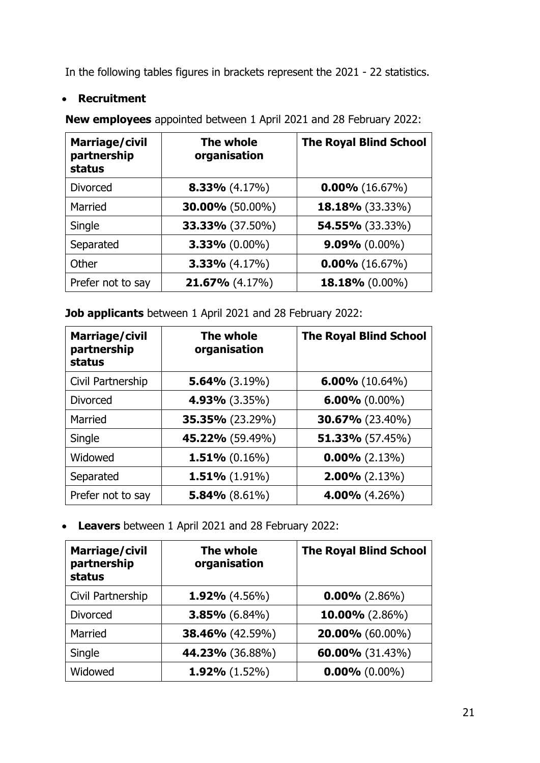In the following tables figures in brackets represent the 2021 - 22 statistics.

- **Recruitment**

**New employees** appointed between 1 April 2021 and 28 February 2022:

| Marriage/civil partnership status | The whole organisation | The Royal Blind School |
|---|---|---|
| Divorced | **8.33%** (4.17%) | **0.00%** (16.67%) |
| Married | **30.00%** (50.00%) | **18.18%** (33.33%) |
| Single | **33.33%** (37.50%) | **54.55%** (33.33%) |
| Separated | **3.33%** (0.00%) | **9.09%** (0.00%) |
| Other | **3.33%** (4.17%) | **0.00%** (16.67%) |
| Prefer not to say | **21.67%** (4.17%) | **18.18%** (0.00%) |

**Job applicants** between 1 April 2021 and 28 February 2022:

| Marriage/civil partnership status | The whole organisation | The Royal Blind School |
|---|---|---|
| Civil Partnership | **5.64%** (3.19%) | **6.00%** (10.64%) |
| Divorced | **4.93%** (3.35%) | **6.00%** (0.00%) |
| Married | **35.35%** (23.29%) | **30.67%** (23.40%) |
| Single | **45.22%** (59.49%) | **51.33%** (57.45%) |
| Widowed | **1.51%** (0.16%) | **0.00%** (2.13%) |
| Separated | **1.51%** (1.91%) | **2.00%** (2.13%) |
| Prefer not to say | **5.84%** (8.61%) | **4.00%** (4.26%) |

- **Leavers** between 1 April 2021 and 28 February 2022:

| Marriage/civil partnership status | The whole organisation | The Royal Blind School |
|---|---|---|
| Civil Partnership | **1.92%** (4.56%) | **0.00%** (2.86%) |
| Divorced | **3.85%** (6.84%) | **10.00%** (2.86%) |
| Married | **38.46%** (42.59%) | **20.00%** (60.00%) |
| Single | **44.23%** (36.88%) | **60.00%** (31.43%) |
| Widowed | **1.92%** (1.52%) | **0.00%** (0.00%) |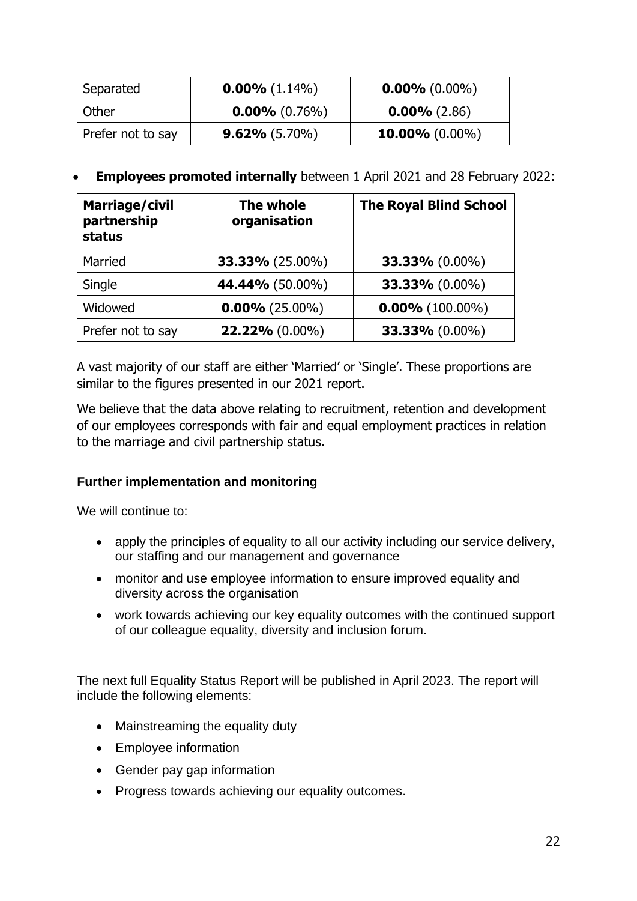| | | |
|---|---|---|
| Separated | **0.00%** (1.14%) | **0.00%** (0.00%) |
| Other | **0.00%** (0.76%) | **0.00%** (2.86) |
| Prefer not to say | **9.62%** (5.70%) | **10.00%** (0.00%) |

- **Employees promoted internally** between 1 April 2021 and 28 February 2022:

| Marriage/civil partnership status | The whole organisation | The Royal Blind School |
|---|---|---|
| Married | **33.33%** (25.00%) | **33.33%** (0.00%) |
| Single | **44.44%** (50.00%) | **33.33%** (0.00%) |
| Widowed | **0.00%** (25.00%) | **0.00%** (100.00%) |
| Prefer not to say | **22.22%** (0.00%) | **33.33%** (0.00%) |

A vast majority of our staff are either 'Married' or 'Single'. These proportions are similar to the figures presented in our 2021 report.

We believe that the data above relating to recruitment, retention and development of our employees corresponds with fair and equal employment practices in relation to the marriage and civil partnership status.

**Further implementation and monitoring**

We will continue to:

- apply the principles of equality to all our activity including our service delivery, our staffing and our management and governance
- monitor and use employee information to ensure improved equality and diversity across the organisation
- work towards achieving our key equality outcomes with the continued support of our colleague equality, diversity and inclusion forum.

The next full Equality Status Report will be published in April 2023. The report will include the following elements:

- Mainstreaming the equality duty
- Employee information
- Gender pay gap information
- Progress towards achieving our equality outcomes.